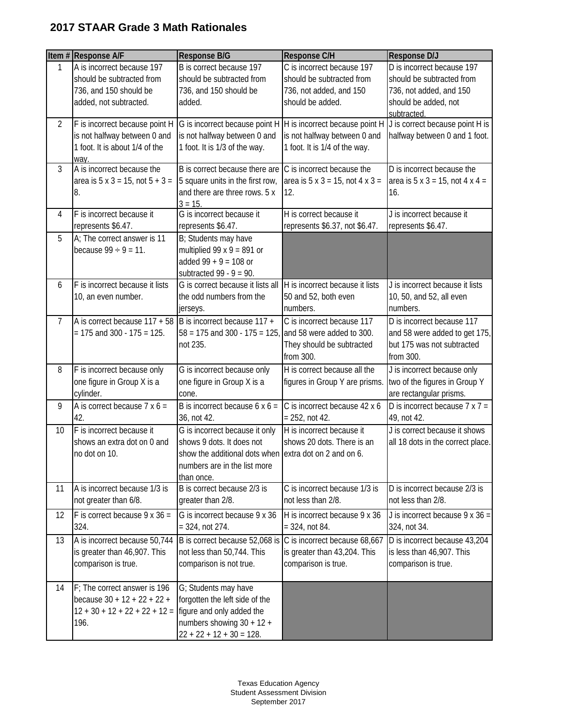## 2017 STAAR Grade 3 Math Rationales

| Item # | Response A/F | Response B/G | Response C/H | Response D/J |
|---|---|---|---|---|
| 1 | A is incorrect because 197 should be subtracted from 736, and 150 should be added, not subtracted. | B is correct because 197 should be subtracted from 736, and 150 should be added. | C is incorrect because 197 should be subtracted from 736, not added, and 150 should be added. | D is incorrect because 197 should be subtracted from 736, not added, and 150 should be added, not subtracted. |
| 2 | F is incorrect because point H is not halfway between 0 and 1 foot. It is about 1/4 of the way. | G is incorrect because point H is not halfway between 0 and 1 foot. It is 1/3 of the way. | H is incorrect because point H is not halfway between 0 and 1 foot. It is 1/4 of the way. | J is correct because point H is halfway between 0 and 1 foot. |
| 3 | A is incorrect because the area is 5 x 3 = 15, not 5 + 3 = 8. | B is correct because there are 5 square units in the first row, and there are three rows. 5 x 3 = 15. | C is incorrect because the area is 5 x 3 = 15, not 4 x 3 = 12. | D is incorrect because the area is 5 x 3 = 15, not 4 x 4 = 16. |
| 4 | F is incorrect because it represents $6.47. | G is incorrect because it represents $6.47. | H is correct because it represents $6.37, not $6.47. | J is incorrect because it represents $6.47. |
| 5 | A; The correct answer is 11 because 99 ÷ 9 = 11. | B; Students may have multiplied 99 x 9 = 891 or added 99 + 9 = 108 or subtracted 99 - 9 = 90. | | |
| 6 | F is incorrect because it lists 10, an even number. | G is correct because it lists all the odd numbers from the jerseys. | H is incorrect because it lists 50 and 52, both even numbers. | J is incorrect because it lists 10, 50, and 52, all even numbers. |
| 7 | A is correct because 117 + 58 = 175 and 300 - 175 = 125. | B is incorrect because 117 + 58 = 175 and 300 - 175 = 125, not 235. | C is incorrect because 117 and 58 were added to 300. They should be subtracted from 300. | D is incorrect because 117 and 58 were added to get 175, but 175 was not subtracted from 300. |
| 8 | F is incorrect because only one figure in Group X is a cylinder. | G is incorrect because only one figure in Group X is a cone. | H is incorrect because all the figures in Group Y are prisms. | J is incorrect because only two of the figures in Group Y are rectangular prisms. |
| 9 | A is correct because 7 x 6 = 42. | B is incorrect because 6 x 6 = 36, not 42. | C is incorrect because 42 x 6 = 252, not 42. | D is incorrect because 7 x 7 = 49, not 42. |
| 10 | F is incorrect because it shows an extra dot on 0 and no dot on 10. | G is incorrect because it only shows 9 dots. It does not show the additional dots when numbers are in the list more than once. | H is incorrect because it shows 20 dots. There is an extra dot on 2 and on 6. | J is correct because it shows all 18 dots in the correct place. |
| 11 | A is incorrect because 1/3 is not greater than 6/8. | B is correct because 2/3 is greater than 2/8. | C is incorrect because 1/3 is not less than 2/8. | D is incorrect because 2/3 is not less than 2/8. |
| 12 | F is correct because 9 x 36 = 324. | G is incorrect because 9 x 36 = 324, not 274. | H is incorrect because 9 x 36 = 324, not 84. | J is incorrect because 9 x 36 = 324, not 34. |
| 13 | A is incorrect because 50,744 is greater than 46,907. This comparison is true. | B is correct because 52,068 is not less than 50,744. This comparison is not true. | C is incorrect because 68,667 is greater than 43,204. This comparison is true. | D is incorrect because 43,204 is less than 46,907. This comparison is true. |
| 14 | F; The correct answer is 196 because 30 + 12 + 22 + 22 + 12 + 30 + 12 + 22 + 22 + 12 = 196. | G; Students may have forgotten the left side of the figure and only added the numbers showing 30 + 12 + 22 + 22 + 12 + 30 = 128. | | |

Texas Education Agency
Student Assessment Division
September 2017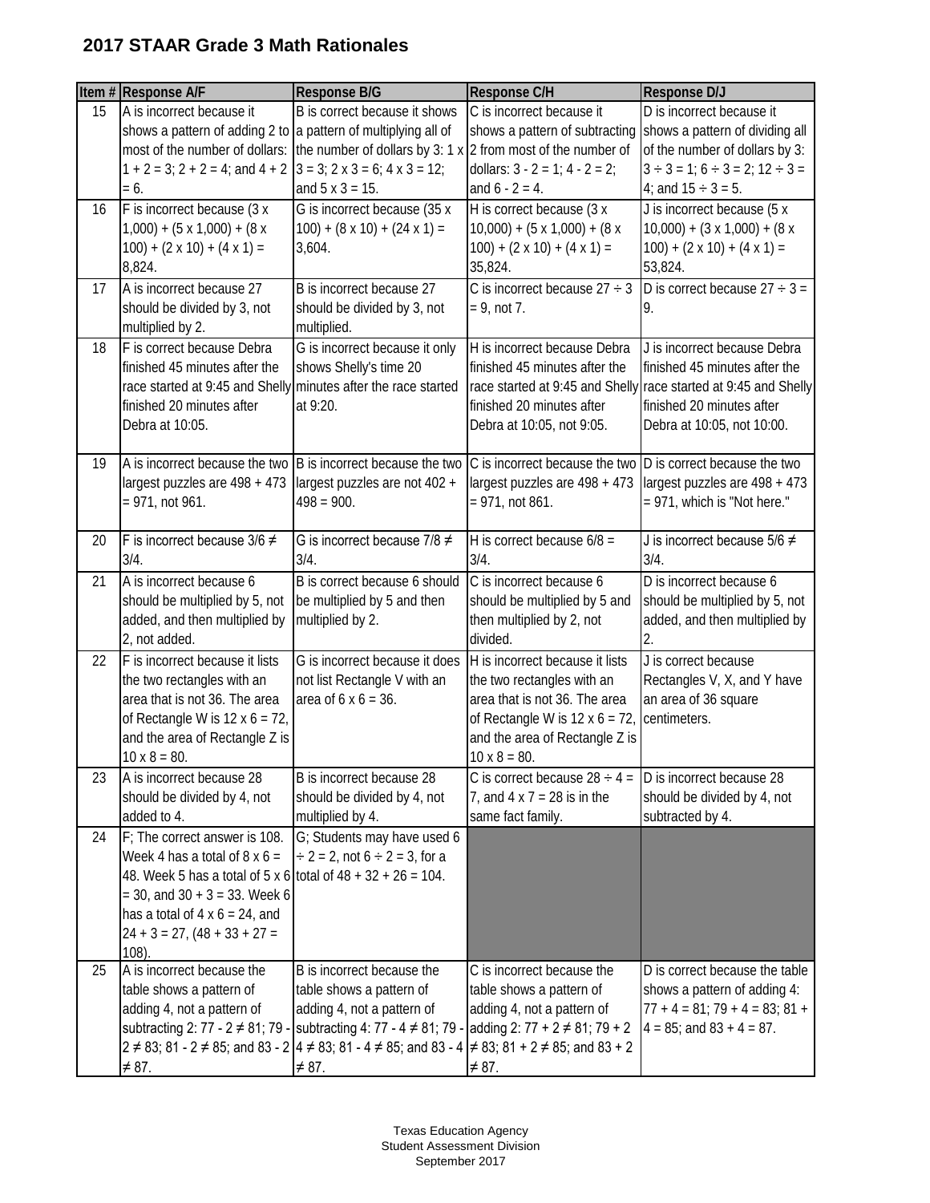## 2017 STAAR Grade 3 Math Rationales

| Item # | Response A/F | Response B/G | Response C/H | Response D/J |
|---|---|---|---|---|
| 15 | A is incorrect because it shows a pattern of adding 2 to most of the number of dollars: 1 + 2 = 3; 2 + 2 = 4; and 4 + 2 = 6. | B is correct because it shows a pattern of multiplying all of the number of dollars by 3: 1 x 3 = 3; 2 x 3 = 6; 4 x 3 = 12; and 5 x 3 = 15. | C is incorrect because it shows a pattern of subtracting 2 from most of the number of dollars: 3 - 2 = 1; 4 - 2 = 2; and 6 - 2 = 4. | D is incorrect because it shows a pattern of dividing all of the number of dollars by 3: 3 ÷ 3 = 1; 6 ÷ 3 = 2; 12 ÷ 3 = 4; and 15 ÷ 3 = 5. |
| 16 | F is incorrect because (3 x 1,000) + (5 x 1,000) + (8 x 100) + (2 x 10) + (4 x 1) = 8,824. | G is incorrect because (35 x 100) + (8 x 10) + (24 x 1) = 3,604. | H is correct because (3 x 10,000) + (5 x 1,000) + (8 x 100) + (2 x 10) + (4 x 1) = 35,824. | J is incorrect because (5 x 10,000) + (3 x 1,000) + (8 x 100) + (2 x 10) + (4 x 1) = 53,824. |
| 17 | A is incorrect because 27 should be divided by 3, not multiplied by 2. | B is incorrect because 27 should be divided by 3, not multiplied. | C is incorrect because 27 ÷ 3 = 9, not 7. | D is correct because 27 ÷ 3 = 9. |
| 18 | F is correct because Debra finished 45 minutes after the race started at 9:45 and Shelly finished 20 minutes after Debra at 10:05. | G is incorrect because it only shows Shelly's time 20 minutes after the race started at 9:20. | H is incorrect because Debra finished 45 minutes after the race started at 9:45 and Shelly finished 20 minutes after Debra at 10:05, not 9:05. | J is incorrect because Debra finished 45 minutes after the race started at 9:45 and Shelly finished 20 minutes after Debra at 10:05, not 10:00. |
| 19 | A is incorrect because the two largest puzzles are 498 + 473 = 971, not 961. | B is incorrect because the two largest puzzles are not 402 + 498 = 900. | C is incorrect because the two largest puzzles are 498 + 473 = 971, not 861. | D is correct because the two largest puzzles are 498 + 473 = 971, which is "Not here." |
| 20 | F is incorrect because 3/6 ≠ 3/4. | G is incorrect because 7/8 ≠ 3/4. | H is correct because 6/8 = 3/4. | J is incorrect because 5/6 ≠ 3/4. |
| 21 | A is incorrect because 6 should be multiplied by 5, not added, and then multiplied by 2, not added. | B is correct because 6 should be multiplied by 5 and then multiplied by 2. | C is incorrect because 6 should be multiplied by 5 and then multiplied by 2, not divided. | D is incorrect because 6 should be multiplied by 5, not added, and then multiplied by 2. |
| 22 | F is incorrect because it lists the two rectangles with an area that is not 36. The area of Rectangle W is 12 x 6 = 72, and the area of Rectangle Z is 10 x 8 = 80. | G is incorrect because it does not list Rectangle V with an area of 6 x 6 = 36. | H is incorrect because it lists the two rectangles with an area that is not 36. The area of Rectangle W is 12 x 6 = 72, and the area of Rectangle Z is 10 x 8 = 80. | J is correct because Rectangles V, X, and Y have an area of 36 square centimeters. |
| 23 | A is incorrect because 28 should be divided by 4, not added to 4. | B is incorrect because 28 should be divided by 4, not multiplied by 4. | C is correct because 28 ÷ 4 = 7, and 4 x 7 = 28 is in the same fact family. | D is incorrect because 28 should be divided by 4, not subtracted by 4. |
| 24 | F; The correct answer is 108. Week 4 has a total of 8 x 6 = 48. Week 5 has a total of 5 x 6 = 30, and 30 + 3 = 33. Week 6 has a total of 4 x 6 = 24, and 24 + 3 = 27, (48 + 33 + 27 = 108). | G; Students may have used 6 ÷ 2 = 2, not 6 ÷ 2 = 3, for a total of 48 + 32 + 26 = 104. | | |
| 25 | A is incorrect because the table shows a pattern of adding 4, not a pattern of subtracting 2: 77 - 2 ≠ 81; 79 - 2 ≠ 83; 81 - 2 ≠ 85; and 83 - 2 ≠ 87. | B is incorrect because the table shows a pattern of adding 4, not a pattern of subtracting 4: 77 - 4 ≠ 81; 79 - 4 ≠ 83; 81 - 4 ≠ 85; and 83 - 4 ≠ 87. | C is incorrect because the table shows a pattern of adding 4, not a pattern of adding 2: 77 + 2 ≠ 81; 79 + 2 ≠ 83; 81 + 2 ≠ 85; and 83 + 2 ≠ 87. | D is correct because the table shows a pattern of adding 4: 77 + 4 = 81; 79 + 4 = 83; 81 + 4 = 85; and 83 + 4 = 87. |

Texas Education Agency
Student Assessment Division
September 2017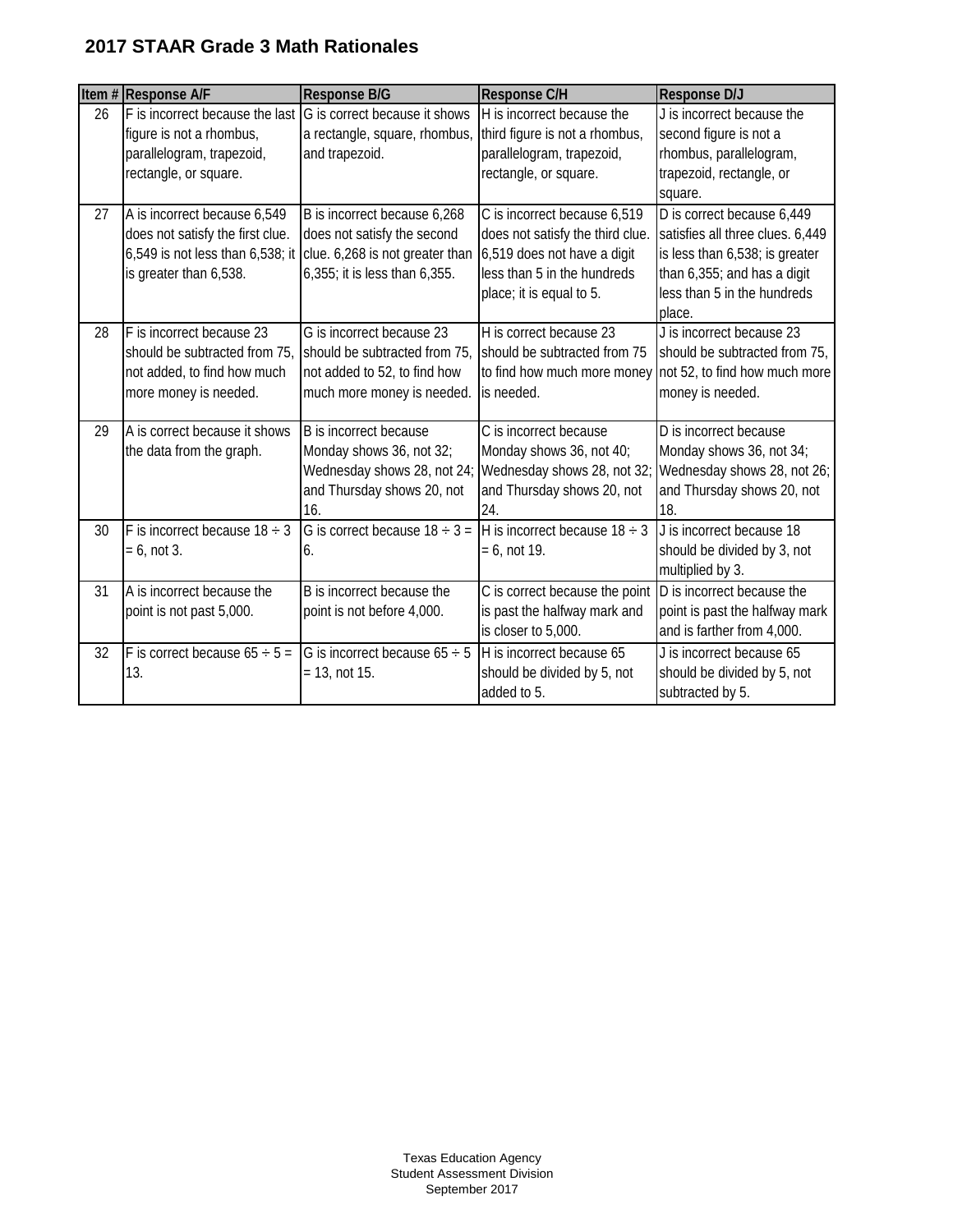## 2017 STAAR Grade 3 Math Rationales

| Item # | Response A/F | Response B/G | Response C/H | Response D/J |
|---|---|---|---|---|
| 26 | F is incorrect because the last figure is not a rhombus, parallelogram, trapezoid, rectangle, or square. | G is correct because it shows a rectangle, square, rhombus, and trapezoid. | H is incorrect because the third figure is not a rhombus, parallelogram, trapezoid, rectangle, or square. | J is incorrect because the second figure is not a rhombus, parallelogram, trapezoid, rectangle, or square. |
| 27 | A is incorrect because 6,549 does not satisfy the first clue. 6,549 is not less than 6,538; it is greater than 6,538. | B is incorrect because 6,268 does not satisfy the second clue. 6,268 is not greater than 6,355; it is less than 6,355. | C is incorrect because 6,519 does not satisfy the third clue. 6,519 does not have a digit less than 5 in the hundreds place; it is equal to 5. | D is correct because 6,449 satisfies all three clues. 6,449 is less than 6,538; is greater than 6,355; and has a digit less than 5 in the hundreds place. |
| 28 | F is incorrect because 23 should be subtracted from 75, not added, to find how much more money is needed. | G is incorrect because 23 should be subtracted from 75, not added to 52, to find how much more money is needed. | H is correct because 23 should be subtracted from 75 to find how much more money is needed. | J is incorrect because 23 should be subtracted from 75, not 52, to find how much more money is needed. |
| 29 | A is correct because it shows the data from the graph. | B is incorrect because Monday shows 36, not 32; Wednesday shows 28, not 24; and Thursday shows 20, not 16. | C is incorrect because Monday shows 36, not 40; Wednesday shows 28, not 32; and Thursday shows 20, not 24. | D is incorrect because Monday shows 36, not 34; Wednesday shows 28, not 26; and Thursday shows 20, not 18. |
| 30 | F is incorrect because $18 \div 3 = 6$, not 3. | G is correct because $18 \div 3 = 6$. | H is incorrect because $18 \div 3 = 6$, not 19. | J is incorrect because 18 should be divided by 3, not multiplied by 3. |
| 31 | A is incorrect because the point is not past 5,000. | B is incorrect because the point is not before 4,000. | C is correct because the point is past the halfway mark and is closer to 5,000. | D is incorrect because the point is past the halfway mark and is farther from 4,000. |
| 32 | F is correct because $65 \div 5 = 13$. | G is incorrect because $65 \div 5 = 13$, not 15. | H is incorrect because 65 should be divided by 5, not added to 5. | J is incorrect because 65 should be divided by 5, not subtracted by 5. |

Texas Education Agency
Student Assessment Division
September 2017